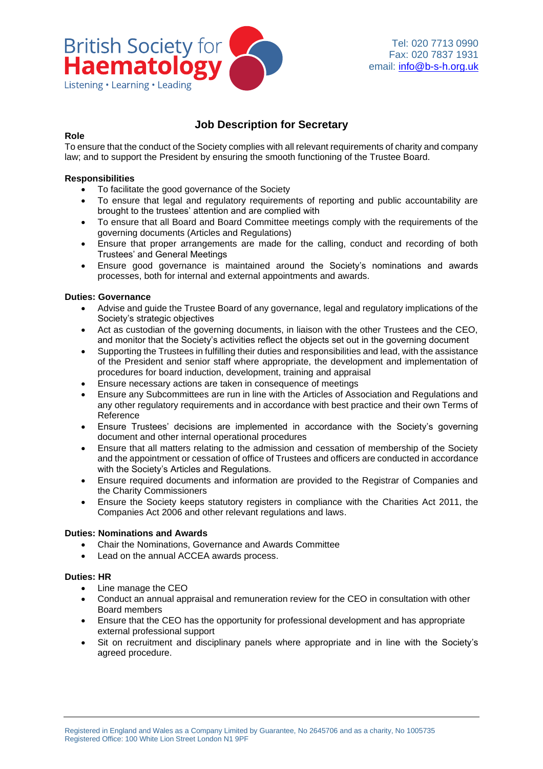British Society for **Haematology**
Listening • Learning • Leading

Tel: 020 7713 0990
Fax: 020 7837 1931
email: info@b-s-h.org.uk

# Job Description for Secretary

**Role**

To ensure that the conduct of the Society complies with all relevant requirements of charity and company law; and to support the President by ensuring the smooth functioning of the Trustee Board.

**Responsibilities**

- To facilitate the good governance of the Society
- To ensure that legal and regulatory requirements of reporting and public accountability are brought to the trustees' attention and are complied with
- To ensure that all Board and Board Committee meetings comply with the requirements of the governing documents (Articles and Regulations)
- Ensure that proper arrangements are made for the calling, conduct and recording of both Trustees' and General Meetings
- Ensure good governance is maintained around the Society's nominations and awards processes, both for internal and external appointments and awards.

**Duties: Governance**

- Advise and guide the Trustee Board of any governance, legal and regulatory implications of the Society's strategic objectives
- Act as custodian of the governing documents, in liaison with the other Trustees and the CEO, and monitor that the Society's activities reflect the objects set out in the governing document
- Supporting the Trustees in fulfilling their duties and responsibilities and lead, with the assistance of the President and senior staff where appropriate, the development and implementation of procedures for board induction, development, training and appraisal
- Ensure necessary actions are taken in consequence of meetings
- Ensure any Subcommittees are run in line with the Articles of Association and Regulations and any other regulatory requirements and in accordance with best practice and their own Terms of Reference
- Ensure Trustees' decisions are implemented in accordance with the Society's governing document and other internal operational procedures
- Ensure that all matters relating to the admission and cessation of membership of the Society and the appointment or cessation of office of Trustees and officers are conducted in accordance with the Society's Articles and Regulations.
- Ensure required documents and information are provided to the Registrar of Companies and the Charity Commissioners
- Ensure the Society keeps statutory registers in compliance with the Charities Act 2011, the Companies Act 2006 and other relevant regulations and laws.

**Duties: Nominations and Awards**

- Chair the Nominations, Governance and Awards Committee
- Lead on the annual ACCEA awards process.

**Duties: HR**

- Line manage the CEO
- Conduct an annual appraisal and remuneration review for the CEO in consultation with other Board members
- Ensure that the CEO has the opportunity for professional development and has appropriate external professional support
- Sit on recruitment and disciplinary panels where appropriate and in line with the Society's agreed procedure.

Registered in England and Wales as a Company Limited by Guarantee, No 2645706 and as a charity, No 1005735
Registered Office: 100 White Lion Street London N1 9PF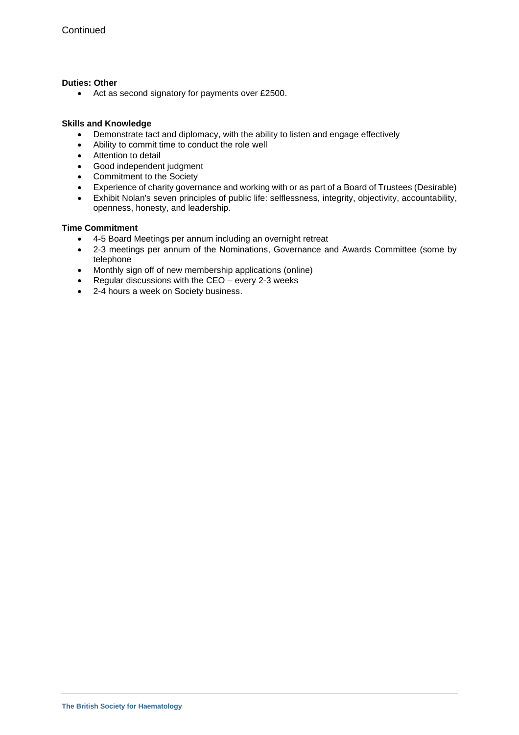Continued

**Duties: Other**

- Act as second signatory for payments over £2500.

**Skills and Knowledge**

- Demonstrate tact and diplomacy, with the ability to listen and engage effectively
- Ability to commit time to conduct the role well
- Attention to detail
- Good independent judgment
- Commitment to the Society
- Experience of charity governance and working with or as part of a Board of Trustees (Desirable)
- Exhibit Nolan's seven principles of public life: selflessness, integrity, objectivity, accountability, openness, honesty, and leadership.

**Time Commitment**

- 4-5 Board Meetings per annum including an overnight retreat
- 2-3 meetings per annum of the Nominations, Governance and Awards Committee (some by telephone
- Monthly sign off of new membership applications (online)
- Regular discussions with the CEO – every 2-3 weeks
- 2-4 hours a week on Society business.